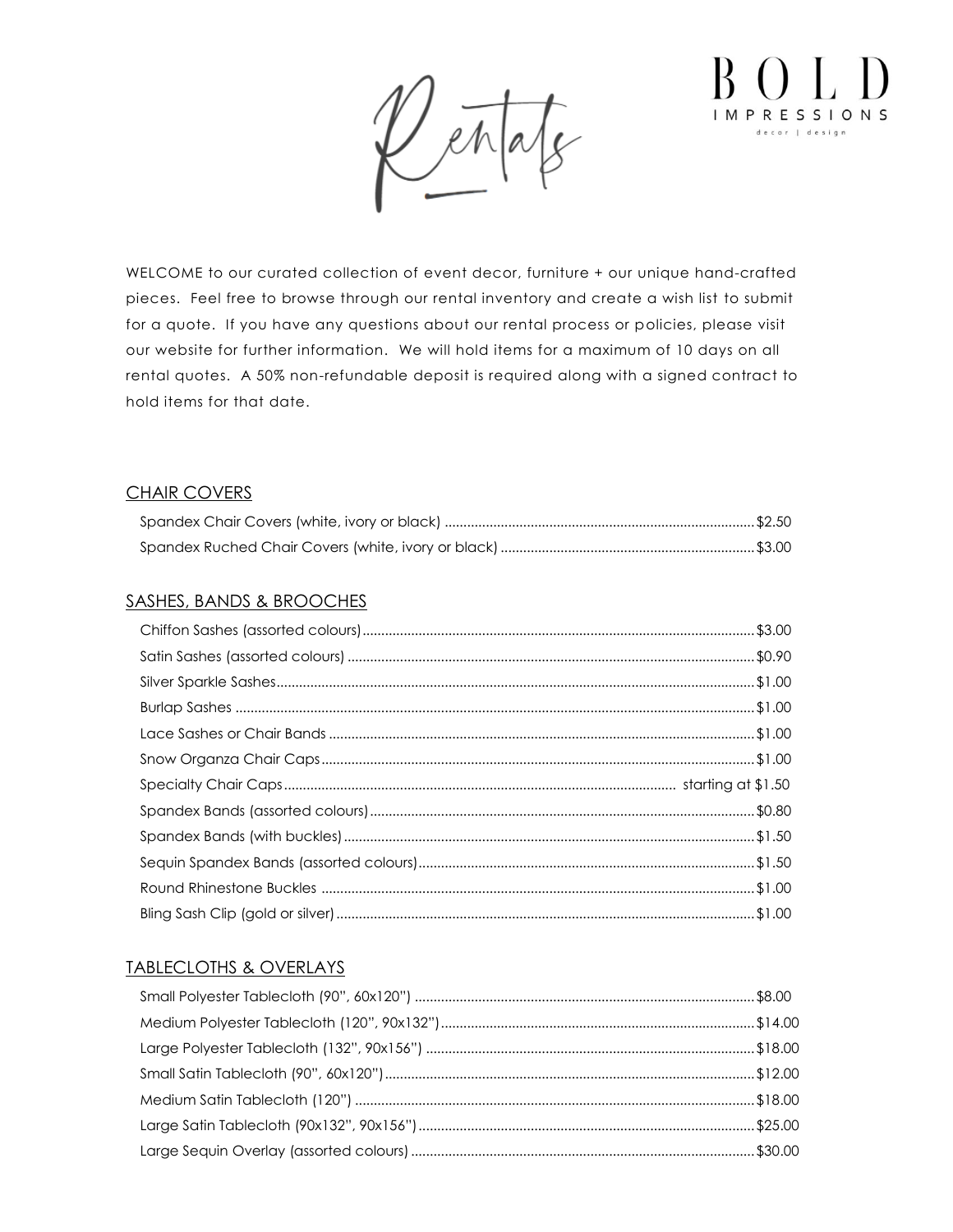# Rentals

**BOLD IMPRESSIONS**
decor | design

WELCOME to our curated collection of event decor, furniture + our unique hand-crafted pieces. Feel free to browse through our rental inventory and create a wish list to submit for a quote. If you have any questions about our rental process or policies, please visit our website for further information. We will hold items for a maximum of 10 days on all rental quotes. A 50% non-refundable deposit is required along with a signed contract to hold items for that date.

## CHAIR COVERS

| Item | Price |
|---|---|
| Spandex Chair Covers (white, ivory or black) | $2.50 |
| Spandex Ruched Chair Covers (white, ivory or black) | $3.00 |

## SASHES, BANDS & BROOCHES

| Item | Price |
|---|---|
| Chiffon Sashes (assorted colours) | $3.00 |
| Satin Sashes (assorted colours) | $0.90 |
| Silver Sparkle Sashes | $1.00 |
| Burlap Sashes | $1.00 |
| Lace Sashes or Chair Bands | $1.00 |
| Snow Organza Chair Caps | $1.00 |
| Specialty Chair Caps | starting at $1.50 |
| Spandex Bands (assorted colours) | $0.80 |
| Spandex Bands (with buckles) | $1.50 |
| Sequin Spandex Bands (assorted colours) | $1.50 |
| Round Rhinestone Buckles | $1.00 |
| Bling Sash Clip (gold or silver) | $1.00 |

## TABLECLOTHS & OVERLAYS

| Item | Price |
|---|---|
| Small Polyester Tablecloth (90", 60x120") | $8.00 |
| Medium Polyester Tablecloth (120", 90x132") | $14.00 |
| Large Polyester Tablecloth (132", 90x156") | $18.00 |
| Small Satin Tablecloth (90", 60x120") | $12.00 |
| Medium Satin Tablecloth (120") | $18.00 |
| Large Satin Tablecloth (90x132", 90x156") | $25.00 |
| Large Sequin Overlay (assorted colours) | $30.00 |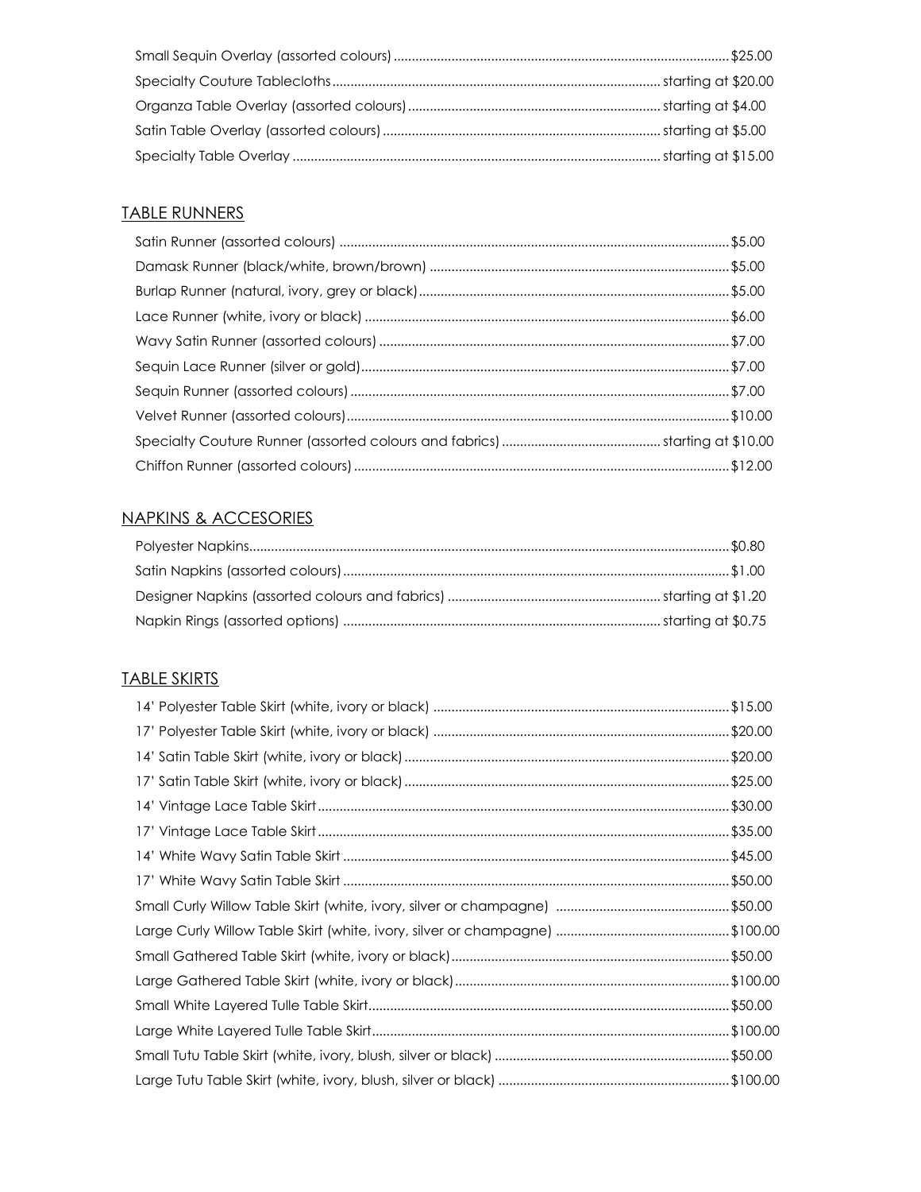Small Sequin Overlay (assorted colours) ........................................................................................ $25.00
Specialty Couture Tablecloths ...................................................................................... starting at $20.00
Organza Table Overlay (assorted colours) ................................................................... starting at $4.00
Satin Table Overlay (assorted colours) ........................................................................ starting at $5.00
Specialty Table Overlay .................................................................................................. starting at $15.00

## TABLE RUNNERS

Satin Runner (assorted colours) ..................................................................................................... $5.00
Damask Runner (black/white, brown/brown) ............................................................................... $5.00
Burlap Runner (natural, ivory, grey or black) ................................................................................ $5.00
Lace Runner (white, ivory or black) ................................................................................................ $6.00
Wavy Satin Runner (assorted colours) ........................................................................................... $7.00
Sequin Lace Runner (silver or gold) ................................................................................................ $7.00
Sequin Runner (assorted colours) ................................................................................................... $7.00
Velvet Runner (assorted colours) .................................................................................................... $10.00
Specialty Couture Runner (assorted colours and fabrics) ......................................... starting at $10.00
Chiffon Runner (assorted colours) .................................................................................................. $12.00

## NAPKINS & ACCESORIES

Polyester Napkins ............................................................................................................................. $0.80
Satin Napkins (assorted colours) ..................................................................................................... $1.00
Designer Napkins (assorted colours and fabrics) ........................................................ starting at $1.20
Napkin Rings (assorted options) ................................................................................... starting at $0.75

## TABLE SKIRTS

14' Polyester Table Skirt (white, ivory or black) ........................................................................... $15.00
17' Polyester Table Skirt (white, ivory or black) ........................................................................... $20.00
14' Satin Table Skirt (white, ivory or black) ................................................................................... $20.00
17' Satin Table Skirt (white, ivory or black) ................................................................................... $25.00
14' Vintage Lace Table Skirt ............................................................................................................ $30.00
17' Vintage Lace Table Skirt ............................................................................................................ $35.00
14' White Wavy Satin Table Skirt ..................................................................................................... $45.00
17' White Wavy Satin Table Skirt ..................................................................................................... $50.00
Small Curly Willow Table Skirt (white, ivory, silver or champagne) ............................................ $50.00
Large Curly Willow Table Skirt (white, ivory, silver or champagne) ............................................ $100.00
Small Gathered Table Skirt (white, ivory or black) ........................................................................ $50.00
Large Gathered Table Skirt (white, ivory or black) ........................................................................ $100.00
Small White Layered Tulle Table Skirt .............................................................................................. $50.00
Large White Layered Tulle Table Skirt .............................................................................................. $100.00
Small Tutu Table Skirt (white, ivory, blush, silver or black) ............................................................ $50.00
Large Tutu Table Skirt (white, ivory, blush, silver or black) ............................................................ $100.00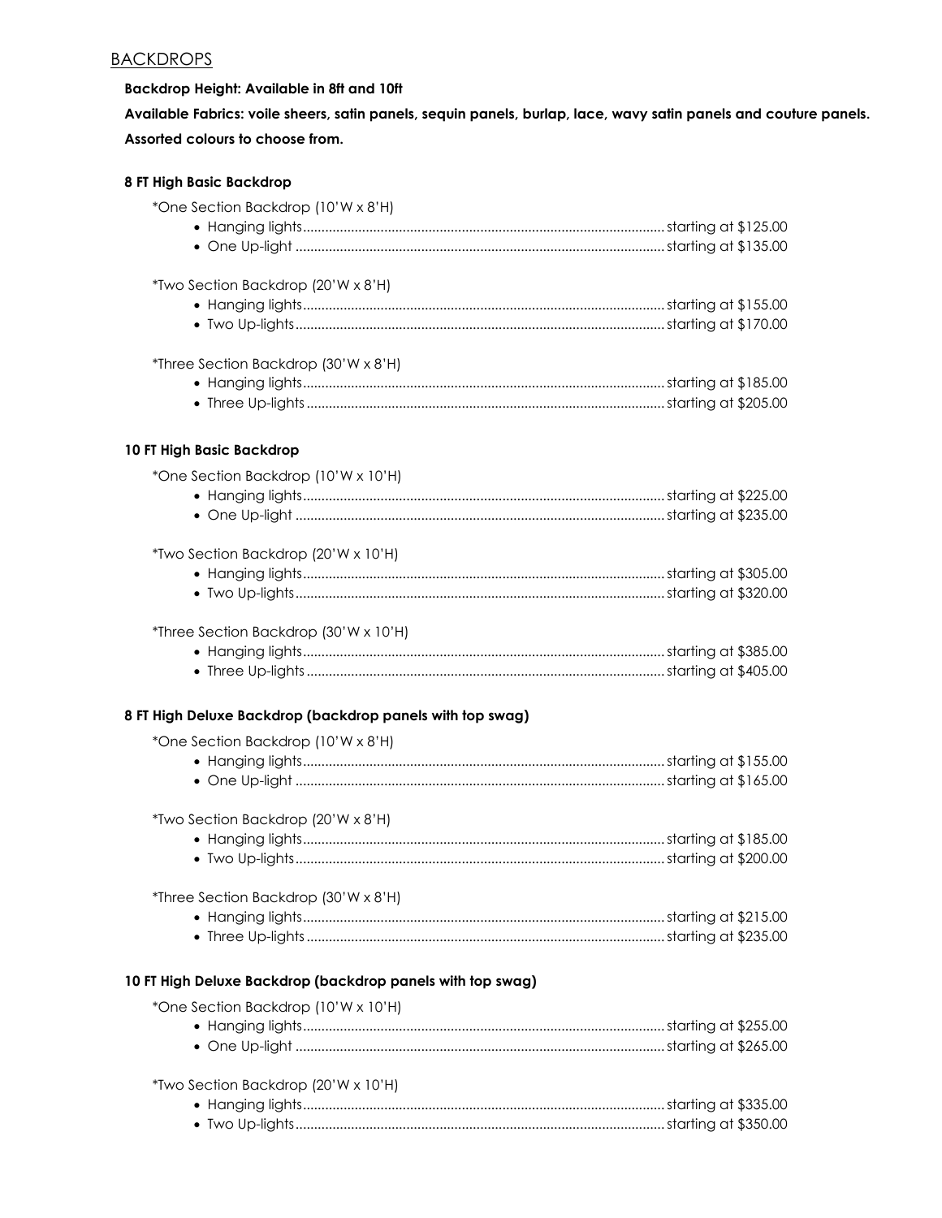## BACKDROPS

**Backdrop Height: Available in 8ft and 10ft**

**Available Fabrics: voile sheers, satin panels, sequin panels, burlap, lace, wavy satin panels and couture panels.**

**Assorted colours to choose from.**

### 8 FT High Basic Backdrop

*One Section Backdrop (10'W x 8'H)

- Hanging lights................................ starting at $125.00
- One Up-light ................................ starting at $135.00

*Two Section Backdrop (20'W x 8'H)

- Hanging lights................................ starting at $155.00
- Two Up-lights................................ starting at $170.00

*Three Section Backdrop (30'W x 8'H)

- Hanging lights................................ starting at $185.00
- Three Up-lights................................ starting at $205.00

### 10 FT High Basic Backdrop

*One Section Backdrop (10'W x 10'H)

- Hanging lights................................ starting at $225.00
- One Up-light ................................ starting at $235.00

*Two Section Backdrop (20'W x 10'H)

- Hanging lights................................ starting at $305.00
- Two Up-lights................................ starting at $320.00

*Three Section Backdrop (30'W x 10'H)

- Hanging lights................................ starting at $385.00
- Three Up-lights................................ starting at $405.00

### 8 FT High Deluxe Backdrop (backdrop panels with top swag)

*One Section Backdrop (10'W x 8'H)

- Hanging lights................................ starting at $155.00
- One Up-light ................................ starting at $165.00

*Two Section Backdrop (20'W x 8'H)

- Hanging lights................................ starting at $185.00
- Two Up-lights................................ starting at $200.00

*Three Section Backdrop (30'W x 8'H)

- Hanging lights................................ starting at $215.00
- Three Up-lights................................ starting at $235.00

### 10 FT High Deluxe Backdrop (backdrop panels with top swag)

*One Section Backdrop (10'W x 10'H)

- Hanging lights................................ starting at $255.00
- One Up-light ................................ starting at $265.00

*Two Section Backdrop (20'W x 10'H)

- Hanging lights................................ starting at $335.00
- Two Up-lights................................ starting at $350.00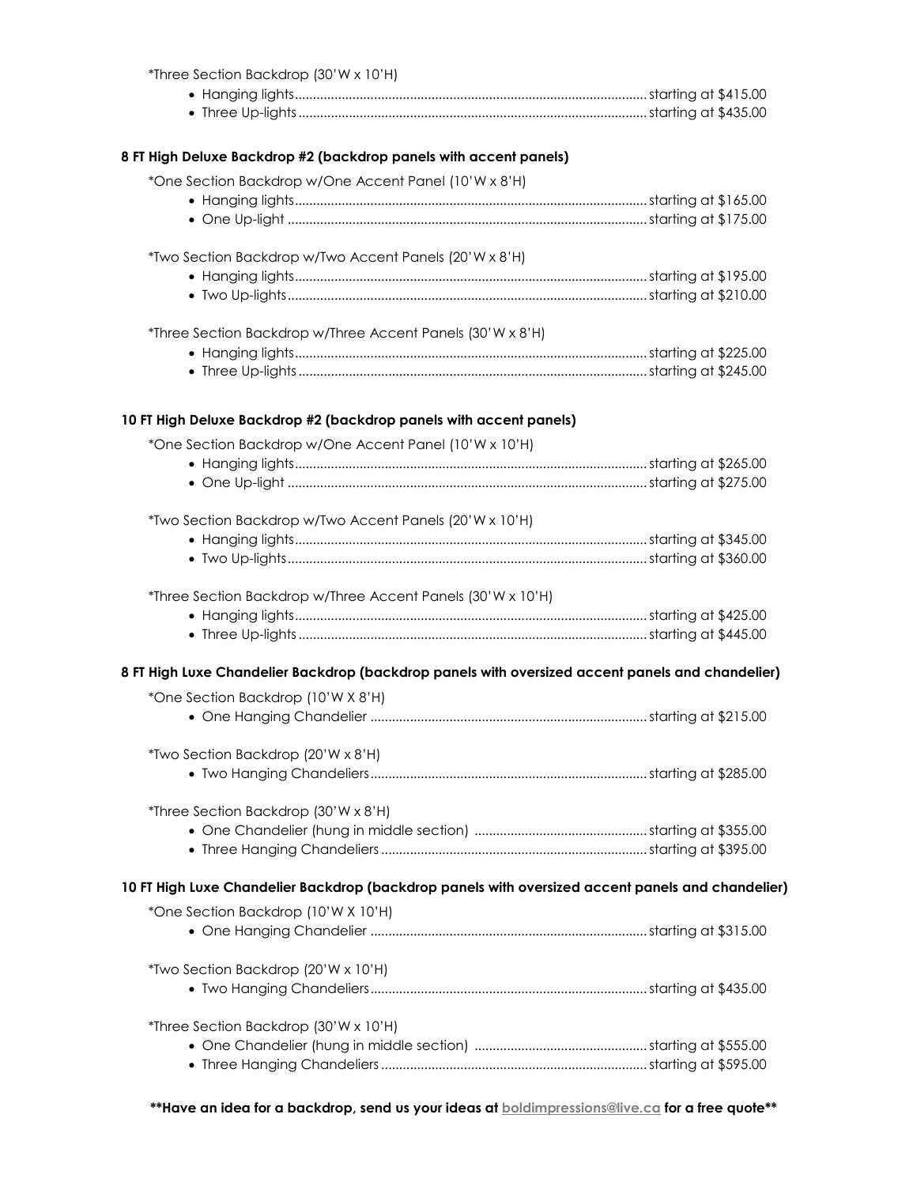*Three Section Backdrop (30'W x 10'H)

- Hanging lights................................................................................................ starting at $415.00
- Three Up-lights................................................................................................ starting at $435.00

**8 FT High Deluxe Backdrop #2 (backdrop panels with accent panels)**

*One Section Backdrop w/One Accent Panel (10'W x 8'H)

- Hanging lights................................................................................................ starting at $165.00
- One Up-light ................................................................................................ starting at $175.00

*Two Section Backdrop w/Two Accent Panels (20'W x 8'H)

- Hanging lights................................................................................................ starting at $195.00
- Two Up-lights................................................................................................ starting at $210.00

*Three Section Backdrop w/Three Accent Panels (30'W x 8'H)

- Hanging lights................................................................................................ starting at $225.00
- Three Up-lights................................................................................................ starting at $245.00

**10 FT High Deluxe Backdrop #2 (backdrop panels with accent panels)**

*One Section Backdrop w/One Accent Panel (10'W x 10'H)

- Hanging lights................................................................................................ starting at $265.00
- One Up-light ................................................................................................ starting at $275.00

*Two Section Backdrop w/Two Accent Panels (20'W x 10'H)

- Hanging lights................................................................................................ starting at $345.00
- Two Up-lights................................................................................................ starting at $360.00

*Three Section Backdrop w/Three Accent Panels (30'W x 10'H)

- Hanging lights................................................................................................ starting at $425.00
- Three Up-lights................................................................................................ starting at $445.00

**8 FT High Luxe Chandelier Backdrop (backdrop panels with oversized accent panels and chandelier)**

*One Section Backdrop (10'W X 8'H)

- One Hanging Chandelier ................................................................................ starting at $215.00

*Two Section Backdrop (20'W x 8'H)

- Two Hanging Chandeliers................................................................................ starting at $285.00

*Three Section Backdrop (30'W x 8'H)

- One Chandelier (hung in middle section) ................................................ starting at $355.00
- Three Hanging Chandeliers ................................................................................ starting at $395.00

**10 FT High Luxe Chandelier Backdrop (backdrop panels with oversized accent panels and chandelier)**

*One Section Backdrop (10'W X 10'H)

- One Hanging Chandelier ................................................................................ starting at $315.00

*Two Section Backdrop (20'W x 10'H)

- Two Hanging Chandeliers................................................................................ starting at $435.00

*Three Section Backdrop (30'W x 10'H)

- One Chandelier (hung in middle section) ................................................ starting at $555.00
- Three Hanging Chandeliers ................................................................................ starting at $595.00

****Have an idea for a backdrop, send us your ideas at [boldimpressions@live.ca](mailto:boldimpressions@live.ca) for a free quote****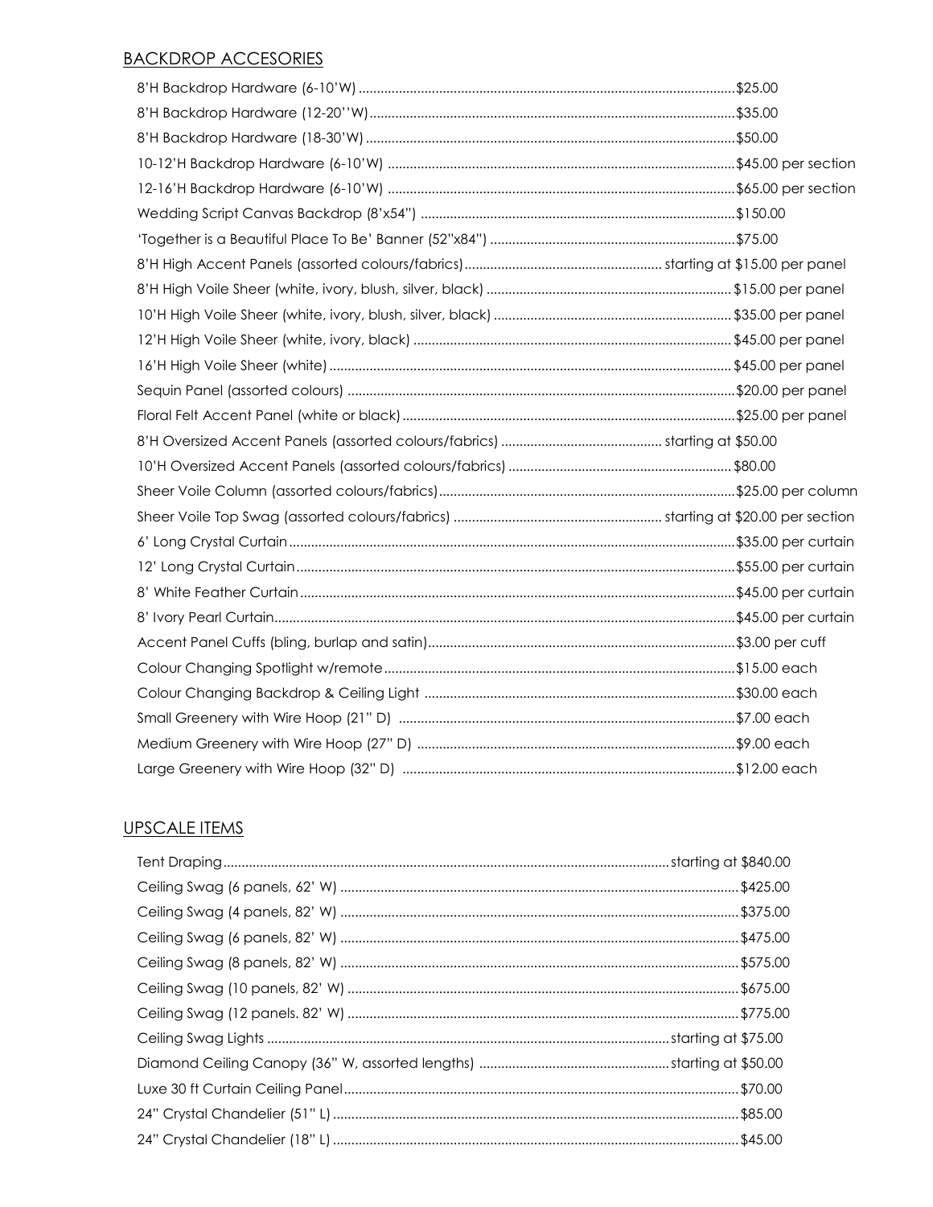## BACKDROP ACCESORIES

| Item | Price |
| --- | --- |
| 8'H Backdrop Hardware (6-10'W) | $25.00 |
| 8'H Backdrop Hardware (12-20''W) | $35.00 |
| 8'H Backdrop Hardware (18-30'W) | $50.00 |
| 10-12'H Backdrop Hardware (6-10'W) | $45.00 per section |
| 12-16'H Backdrop Hardware (6-10'W) | $65.00 per section |
| Wedding Script Canvas Backdrop (8'x54") | $150.00 |
| 'Together is a Beautiful Place To Be' Banner (52"x84") | $75.00 |
| 8'H High Accent Panels (assorted colours/fabrics) | starting at $15.00 per panel |
| 8'H High Voile Sheer (white, ivory, blush, silver, black) | $15.00 per panel |
| 10'H High Voile Sheer (white, ivory, blush, silver, black) | $35.00 per panel |
| 12'H High Voile Sheer (white, ivory, black) | $45.00 per panel |
| 16'H High Voile Sheer (white) | $45.00 per panel |
| Sequin Panel (assorted colours) | $20.00 per panel |
| Floral Felt Accent Panel (white or black) | $25.00 per panel |
| 8'H Oversized Accent Panels (assorted colours/fabrics) | starting at $50.00 |
| 10'H Oversized Accent Panels (assorted colours/fabrics) | $80.00 |
| Sheer Voile Column (assorted colours/fabrics) | $25.00 per column |
| Sheer Voile Top Swag (assorted colours/fabrics) | starting at $20.00 per section |
| 6' Long Crystal Curtain | $35.00 per curtain |
| 12' Long Crystal Curtain | $55.00 per curtain |
| 8' White Feather Curtain | $45.00 per curtain |
| 8' Ivory Pearl Curtain | $45.00 per curtain |
| Accent Panel Cuffs (bling, burlap and satin) | $3.00 per cuff |
| Colour Changing Spotlight w/remote | $15.00 each |
| Colour Changing Backdrop & Ceiling Light | $30.00 each |
| Small Greenery with Wire Hoop (21" D) | $7.00 each |
| Medium Greenery with Wire Hoop (27" D) | $9.00 each |
| Large Greenery with Wire Hoop (32" D) | $12.00 each |

## UPSCALE ITEMS

| Item | Price |
| --- | --- |
| Tent Draping | starting at $840.00 |
| Ceiling Swag (6 panels, 62' W) | $425.00 |
| Ceiling Swag (4 panels, 82' W) | $375.00 |
| Ceiling Swag (6 panels, 82' W) | $475.00 |
| Ceiling Swag (8 panels, 82' W) | $575.00 |
| Ceiling Swag (10 panels, 82' W) | $675.00 |
| Ceiling Swag (12 panels. 82' W) | $775.00 |
| Ceiling Swag Lights | starting at $75.00 |
| Diamond Ceiling Canopy (36" W, assorted lengths) | starting at $50.00 |
| Luxe 30 ft Curtain Ceiling Panel | $70.00 |
| 24" Crystal Chandelier (51" L) | $85.00 |
| 24" Crystal Chandelier (18" L) | $45.00 |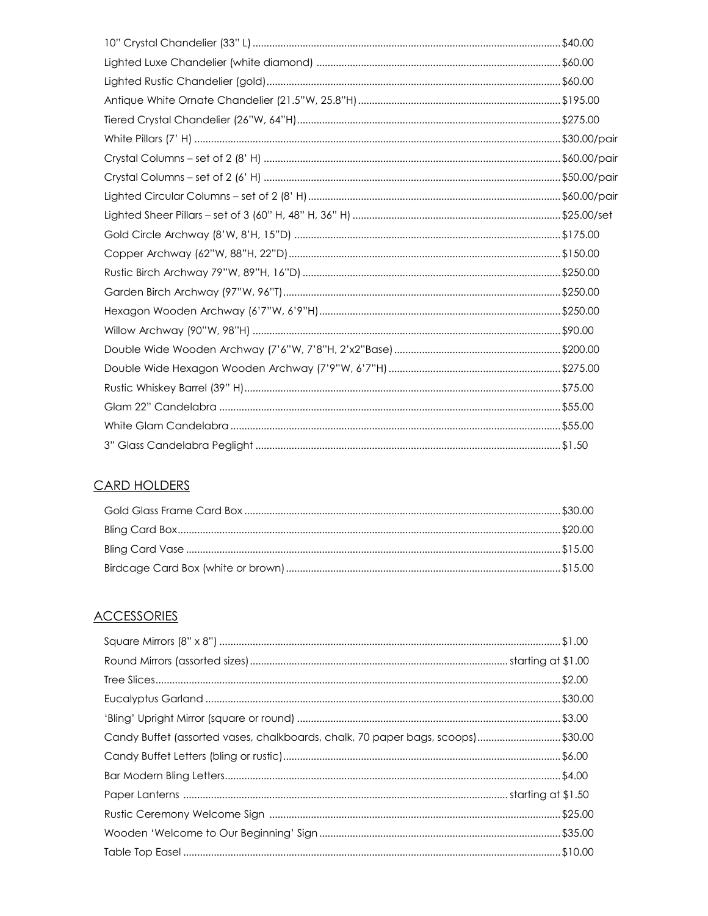10" Crystal Chandelier (33" L) .......... $40.00
Lighted Luxe Chandelier (white diamond) .......... $60.00
Lighted Rustic Chandelier (gold) .......... $60.00
Antique White Ornate Chandelier (21.5"W, 25.8"H) .......... $195.00
Tiered Crystal Chandelier (26"W, 64"H) .......... $275.00
White Pillars (7' H) .......... $30.00/pair
Crystal Columns – set of 2 (8' H) .......... $60.00/pair
Crystal Columns – set of 2 (6' H) .......... $50.00/pair
Lighted Circular Columns – set of 2 (8' H) .......... $60.00/pair
Lighted Sheer Pillars – set of 3 (60" H, 48" H, 36" H) .......... $25.00/set
Gold Circle Archway (8'W, 8'H, 15"D) .......... $175.00
Copper Archway (62"W, 88"H, 22"D) .......... $150.00
Rustic Birch Archway 79"W, 89"H, 16"D) .......... $250.00
Garden Birch Archway (97"W, 96"T) .......... $250.00
Hexagon Wooden Archway (6'7"W, 6'9"H) .......... $250.00
Willow Archway (90"W, 98"H) .......... $90.00
Double Wide Wooden Archway (7'6"W, 7'8"H, 2'x2"Base) .......... $200.00
Double Wide Hexagon Wooden Archway (7'9"W, 6'7"H) .......... $275.00
Rustic Whiskey Barrel (39" H) .......... $75.00
Glam 22" Candelabra .......... $55.00
White Glam Candelabra .......... $55.00
3" Glass Candelabra Peglight .......... $1.50

## CARD HOLDERS

Gold Glass Frame Card Box .......... $30.00
Bling Card Box .......... $20.00
Bling Card Vase .......... $15.00
Birdcage Card Box (white or brown) .......... $15.00

## ACCESSORIES

Square Mirrors (8" x 8") .......... $1.00
Round Mirrors (assorted sizes) .......... starting at $1.00
Tree Slices .......... $2.00
Eucalyptus Garland .......... $30.00
'Bling' Upright Mirror (square or round) .......... $3.00
Candy Buffet (assorted vases, chalkboards, chalk, 70 paper bags, scoops) .......... $30.00
Candy Buffet Letters (bling or rustic) .......... $6.00
Bar Modern Bling Letters .......... $4.00
Paper Lanterns .......... starting at $1.50
Rustic Ceremony Welcome Sign .......... $25.00
Wooden 'Welcome to Our Beginning' Sign .......... $35.00
Table Top Easel .......... $10.00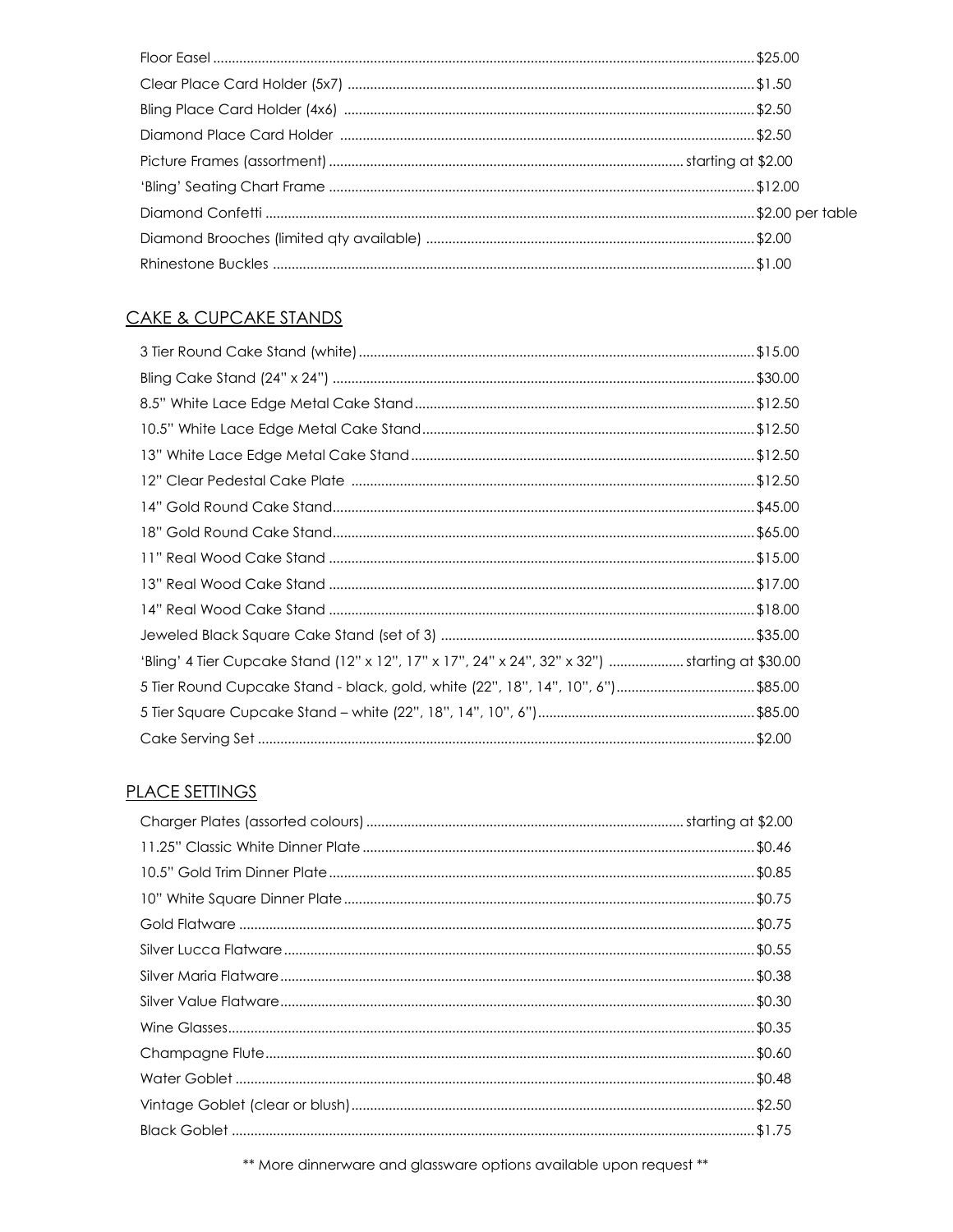Floor Easel ............ $25.00
Clear Place Card Holder (5x7) ............ $1.50
Bling Place Card Holder (4x6) ............ $2.50
Diamond Place Card Holder ............ $2.50
Picture Frames (assortment) ............ starting at $2.00
'Bling' Seating Chart Frame ............ $12.00
Diamond Confetti ............ $2.00 per table
Diamond Brooches (limited qty available) ............ $2.00
Rhinestone Buckles ............ $1.00

## CAKE & CUPCAKE STANDS

3 Tier Round Cake Stand (white) ............ $15.00
Bling Cake Stand (24" x 24") ............ $30.00
8.5" White Lace Edge Metal Cake Stand ............ $12.50
10.5" White Lace Edge Metal Cake Stand ............ $12.50
13" White Lace Edge Metal Cake Stand ............ $12.50
12" Clear Pedestal Cake Plate ............ $12.50
14" Gold Round Cake Stand ............ $45.00
18" Gold Round Cake Stand ............ $65.00
11" Real Wood Cake Stand ............ $15.00
13" Real Wood Cake Stand ............ $17.00
14" Real Wood Cake Stand ............ $18.00
Jeweled Black Square Cake Stand (set of 3) ............ $35.00
'Bling' 4 Tier Cupcake Stand (12" x 12", 17" x 17", 24" x 24", 32" x 32") ............ starting at $30.00
5 Tier Round Cupcake Stand - black, gold, white (22", 18", 14", 10", 6") ............ $85.00
5 Tier Square Cupcake Stand – white (22", 18", 14", 10", 6") ............ $85.00
Cake Serving Set ............ $2.00

## PLACE SETTINGS

Charger Plates (assorted colours) ............ starting at $2.00
11.25" Classic White Dinner Plate ............ $0.46
10.5" Gold Trim Dinner Plate ............ $0.85
10" White Square Dinner Plate ............ $0.75
Gold Flatware ............ $0.75
Silver Lucca Flatware ............ $0.55
Silver Maria Flatware ............ $0.38
Silver Value Flatware ............ $0.30
Wine Glasses ............ $0.35
Champagne Flute ............ $0.60
Water Goblet ............ $0.48
Vintage Goblet (clear or blush) ............ $2.50
Black Goblet ............ $1.75

** More dinnerware and glassware options available upon request **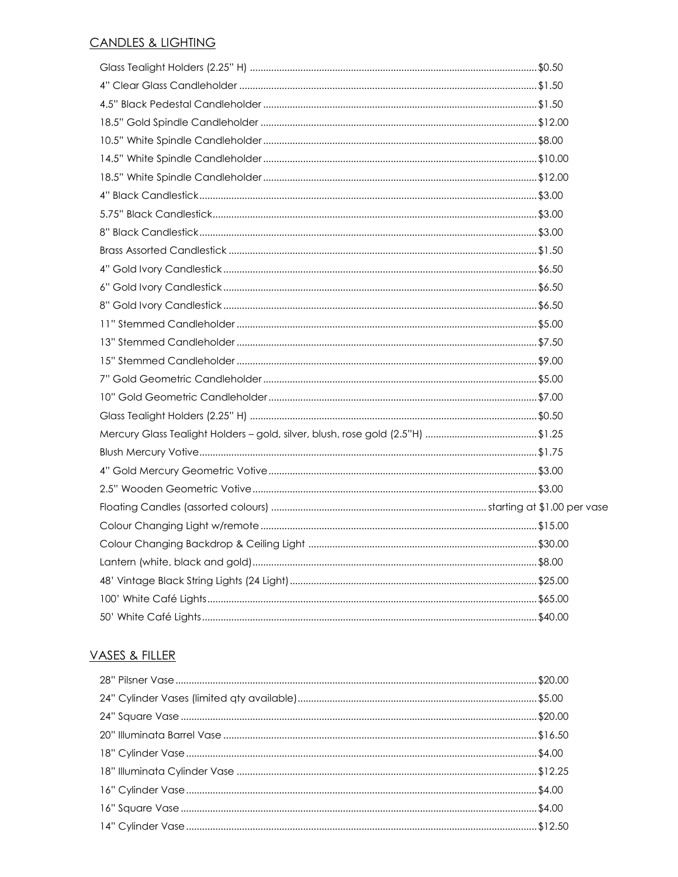## CANDLES & LIGHTING

| Item | Price |
| --- | --- |
| Glass Tealight Holders (2.25" H) | $0.50 |
| 4" Clear Glass Candleholder | $1.50 |
| 4.5" Black Pedestal Candleholder | $1.50 |
| 18.5" Gold Spindle Candleholder | $12.00 |
| 10.5" White Spindle Candleholder | $8.00 |
| 14.5" White Spindle Candleholder | $10.00 |
| 18.5" White Spindle Candleholder | $12.00 |
| 4" Black Candlestick | $3.00 |
| 5.75" Black Candlestick | $3.00 |
| 8" Black Candlestick | $3.00 |
| Brass Assorted Candlestick | $1.50 |
| 4" Gold Ivory Candlestick | $6.50 |
| 6" Gold Ivory Candlestick | $6.50 |
| 8" Gold Ivory Candlestick | $6.50 |
| 11" Stemmed Candleholder | $5.00 |
| 13" Stemmed Candleholder | $7.50 |
| 15" Stemmed Candleholder | $9.00 |
| 7" Gold Geometric Candleholder | $5.00 |
| 10" Gold Geometric Candleholder | $7.00 |
| Glass Tealight Holders (2.25" H) | $0.50 |
| Mercury Glass Tealight Holders – gold, silver, blush, rose gold (2.5"H) | $1.25 |
| Blush Mercury Votive | $1.75 |
| 4" Gold Mercury Geometric Votive | $3.00 |
| 2.5" Wooden Geometric Votive | $3.00 |
| Floating Candles (assorted colours) | starting at $1.00 per vase |
| Colour Changing Light w/remote | $15.00 |
| Colour Changing Backdrop & Ceiling Light | $30.00 |
| Lantern (white, black and gold) | $8.00 |
| 48' Vintage Black String Lights (24 Light) | $25.00 |
| 100' White Café Lights | $65.00 |
| 50' White Café Lights | $40.00 |

## VASES & FILLER

| Item | Price |
| --- | --- |
| 28" Pilsner Vase | $20.00 |
| 24" Cylinder Vases (limited qty available) | $5.00 |
| 24" Square Vase | $20.00 |
| 20" Illuminata Barrel Vase | $16.50 |
| 18" Cylinder Vase | $4.00 |
| 18" Illuminata Cylinder Vase | $12.25 |
| 16" Cylinder Vase | $4.00 |
| 16" Square Vase | $4.00 |
| 14" Cylinder Vase | $12.50 |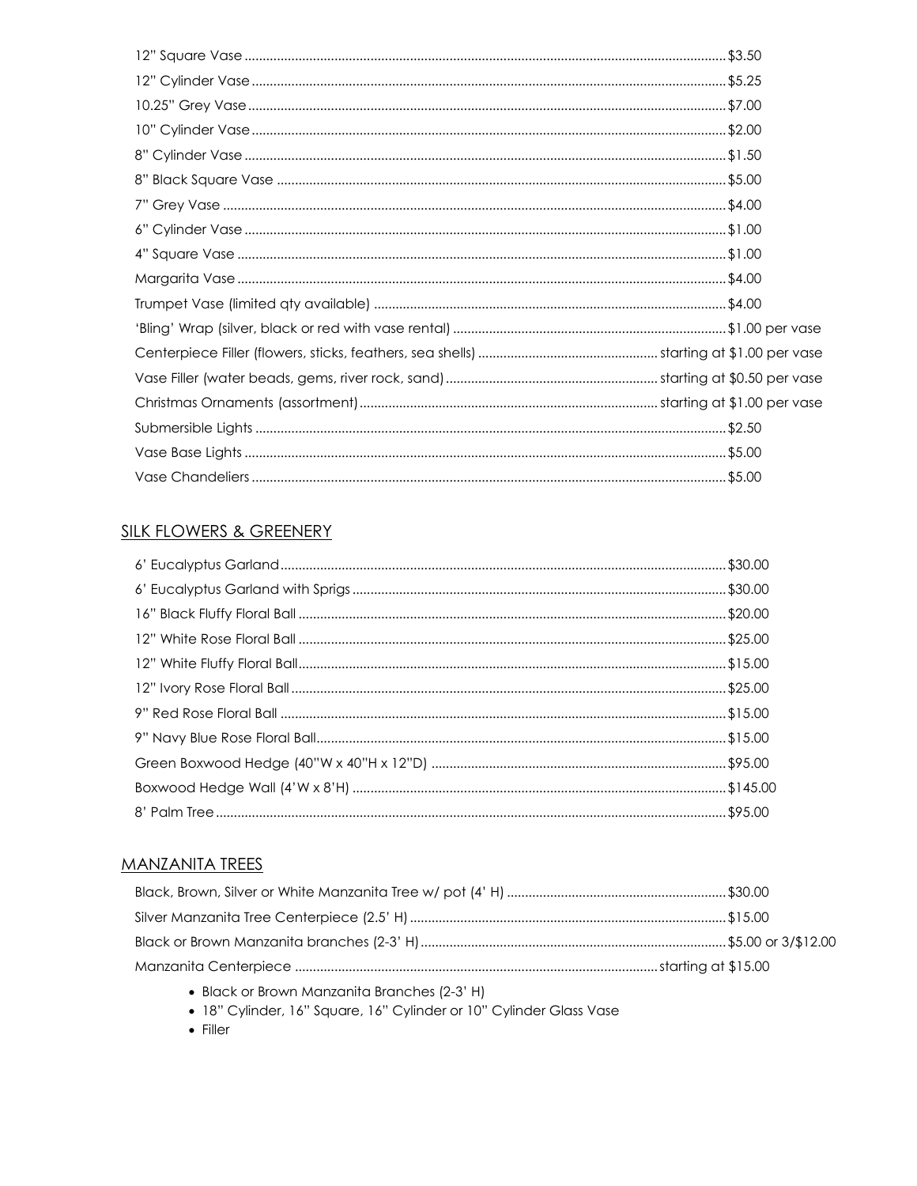| Item | Price |
|---|---|
| 12" Square Vase | $3.50 |
| 12" Cylinder Vase | $5.25 |
| 10.25" Grey Vase | $7.00 |
| 10" Cylinder Vase | $2.00 |
| 8" Cylinder Vase | $1.50 |
| 8" Black Square Vase | $5.00 |
| 7" Grey Vase | $4.00 |
| 6" Cylinder Vase | $1.00 |
| 4" Square Vase | $1.00 |
| Margarita Vase | $4.00 |
| Trumpet Vase (limited qty available) | $4.00 |
| 'Bling' Wrap (silver, black or red with vase rental) | $1.00 per vase |
| Centerpiece Filler (flowers, sticks, feathers, sea shells) | starting at $1.00 per vase |
| Vase Filler (water beads, gems, river rock, sand) | starting at $0.50 per vase |
| Christmas Ornaments (assortment) | starting at $1.00 per vase |
| Submersible Lights | $2.50 |
| Vase Base Lights | $5.00 |
| Vase Chandeliers | $5.00 |

## SILK FLOWERS & GREENERY

| Item | Price |
|---|---|
| 6' Eucalyptus Garland | $30.00 |
| 6' Eucalyptus Garland with Sprigs | $30.00 |
| 16" Black Fluffy Floral Ball | $20.00 |
| 12" White Rose Floral Ball | $25.00 |
| 12" White Fluffy Floral Ball | $15.00 |
| 12" Ivory Rose Floral Ball | $25.00 |
| 9" Red Rose Floral Ball | $15.00 |
| 9" Navy Blue Rose Floral Ball | $15.00 |
| Green Boxwood Hedge (40"W x 40"H x 12"D) | $95.00 |
| Boxwood Hedge Wall (4'W x 8'H) | $145.00 |
| 8' Palm Tree | $95.00 |

## MANZANITA TREES

| Item | Price |
|---|---|
| Black, Brown, Silver or White Manzanita Tree w/ pot (4' H) | $30.00 |
| Silver Manzanita Tree Centerpiece (2.5' H) | $15.00 |
| Black or Brown Manzanita branches (2-3' H) | $5.00 or 3/$12.00 |
| Manzanita Centerpiece | starting at $15.00 |

- Black or Brown Manzanita Branches (2-3' H)
- 18" Cylinder, 16" Square, 16" Cylinder or 10" Cylinder Glass Vase
- Filler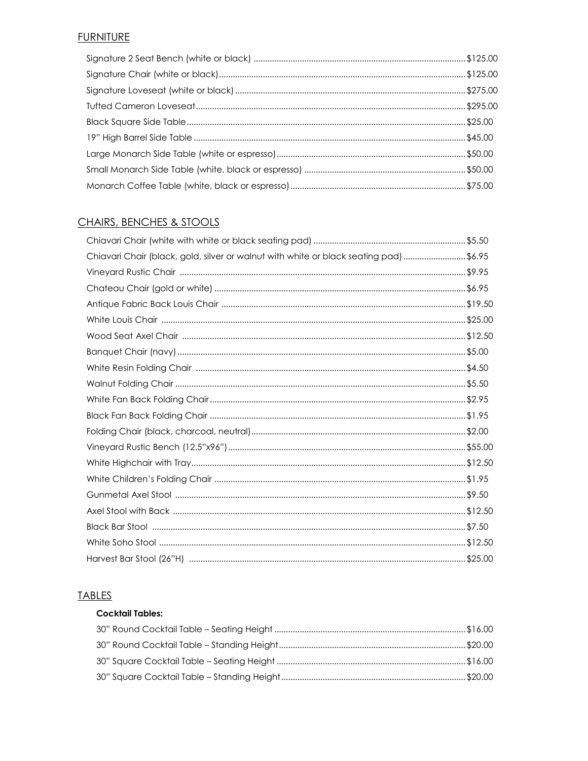## FURNITURE

| Item | Price |
|---|---|
| Signature 2 Seat Bench (white or black) | $125.00 |
| Signature Chair (white or black) | $125.00 |
| Signature Loveseat (white or black) | $275.00 |
| Tufted Cameron Loveseat | $295.00 |
| Black Square Side Table | $25.00 |
| 19" High Barrel Side Table | $45.00 |
| Large Monarch Side Table (white or espresso) | $50.00 |
| Small Monarch Side Table (white, black or espresso) | $50.00 |
| Monarch Coffee Table (white, black or espresso) | $75.00 |

## CHAIRS, BENCHES & STOOLS

| Item | Price |
|---|---|
| Chiavari Chair (white with white or black seating pad) | $5.50 |
| Chiavari Chair (black, gold, silver or walnut with white or black seating pad) | $6.95 |
| Vineyard Rustic Chair | $9.95 |
| Chateau Chair (gold or white) | $6.95 |
| Antique Fabric Back Louis Chair | $19.50 |
| White Louis Chair | $25.00 |
| Wood Seat Axel Chair | $12.50 |
| Banquet Chair (navy) | $5.00 |
| White Resin Folding Chair | $4.50 |
| Walnut Folding Chair | $5.50 |
| White Fan Back Folding Chair | $2.95 |
| Black Fan Back Folding Chair | $1.95 |
| Folding Chair (black, charcoal, neutral) | $2.00 |
| Vineyard Rustic Bench (12.5"x96") | $55.00 |
| White Highchair with Tray | $12.50 |
| White Children's Folding Chair | $1.95 |
| Gunmetal Axel Stool | $9.50 |
| Axel Stool with Back | $12.50 |
| Black Bar Stool | $7.50 |
| White Soho Stool | $12.50 |
| Harvest Bar Stool (26"H) | $25.00 |

## TABLES

**Cocktail Tables:**

| Item | Price |
|---|---|
| 30" Round Cocktail Table – Seating Height | $16.00 |
| 30" Round Cocktail Table – Standing Height | $20.00 |
| 30" Square Cocktail Table – Seating Height | $16.00 |
| 30" Square Cocktail Table – Standing Height | $20.00 |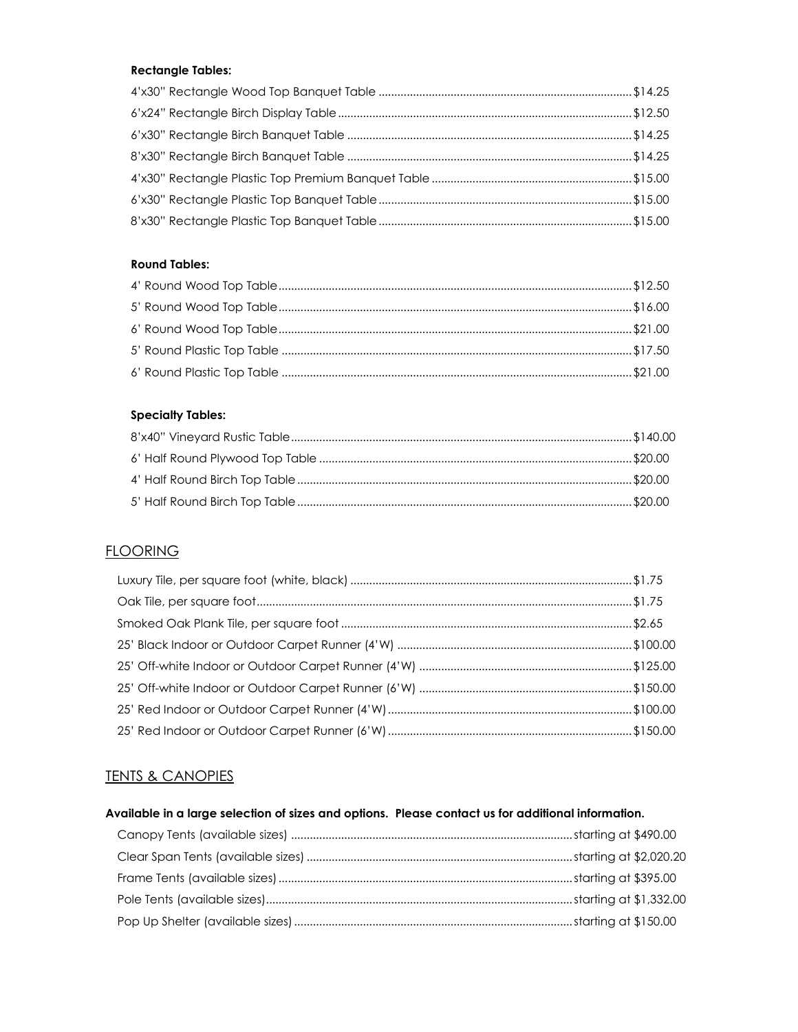**Rectangle Tables:**

| | |
|---|---|
| 4'x30" Rectangle Wood Top Banquet Table | $14.25 |
| 6'x24" Rectangle Birch Display Table | $12.50 |
| 6'x30" Rectangle Birch Banquet Table | $14.25 |
| 8'x30" Rectangle Birch Banquet Table | $14.25 |
| 4'x30" Rectangle Plastic Top Premium Banquet Table | $15.00 |
| 6'x30" Rectangle Plastic Top Banquet Table | $15.00 |
| 8'x30" Rectangle Plastic Top Banquet Table | $15.00 |

**Round Tables:**

| | |
|---|---|
| 4' Round Wood Top Table | $12.50 |
| 5' Round Wood Top Table | $16.00 |
| 6' Round Wood Top Table | $21.00 |
| 5' Round Plastic Top Table | $17.50 |
| 6' Round Plastic Top Table | $21.00 |

**Specialty Tables:**

| | |
|---|---|
| 8'x40" Vineyard Rustic Table | $140.00 |
| 6' Half Round Plywood Top Table | $20.00 |
| 4' Half Round Birch Top Table | $20.00 |
| 5' Half Round Birch Top Table | $20.00 |

## FLOORING

| | |
|---|---|
| Luxury Tile, per square foot (white, black) | $1.75 |
| Oak Tile, per square foot | $1.75 |
| Smoked Oak Plank Tile, per square foot | $2.65 |
| 25' Black Indoor or Outdoor Carpet Runner (4'W) | $100.00 |
| 25' Off-white Indoor or Outdoor Carpet Runner (4'W) | $125.00 |
| 25' Off-white Indoor or Outdoor Carpet Runner (6'W) | $150.00 |
| 25' Red Indoor or Outdoor Carpet Runner (4'W) | $100.00 |
| 25' Red Indoor or Outdoor Carpet Runner (6'W) | $150.00 |

## TENTS & CANOPIES

**Available in a large selection of sizes and options. Please contact us for additional information.**

| | |
|---|---|
| Canopy Tents (available sizes) | starting at $490.00 |
| Clear Span Tents (available sizes) | starting at $2,020.20 |
| Frame Tents (available sizes) | starting at $395.00 |
| Pole Tents (available sizes) | starting at $1,332.00 |
| Pop Up Shelter (available sizes) | starting at $150.00 |